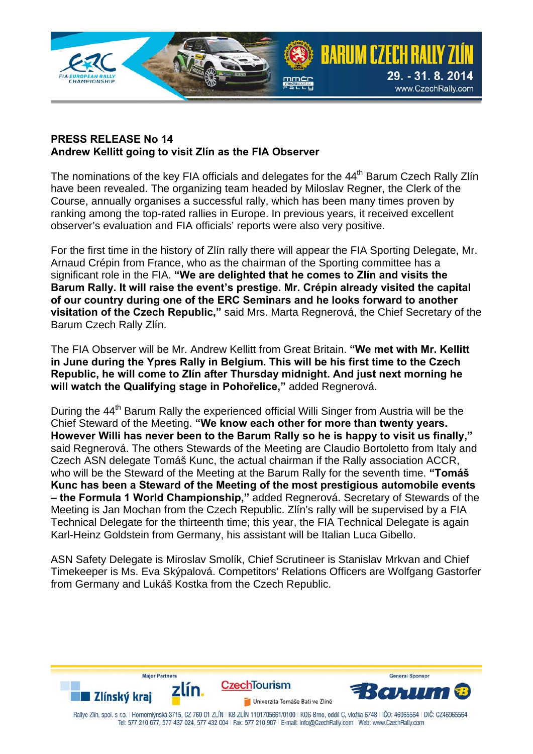**PRESS RELEASE No 14**
**Andrew Kellitt going to visit Zlín as the FIA Observer**

The nominations of the key FIA officials and delegates for the 44th Barum Czech Rally Zlín have been revealed. The organizing team headed by Miloslav Regner, the Clerk of the Course, annually organises a successful rally, which has been many times proven by ranking among the top-rated rallies in Europe. In previous years, it received excellent observer's evaluation and FIA officials' reports were also very positive.

For the first time in the history of Zlín rally there will appear the FIA Sporting Delegate, Mr. Arnaud Crépin from France, who as the chairman of the Sporting committee has a significant role in the FIA. **"We are delighted that he comes to Zlín and visits the Barum Rally. It will raise the event's prestige. Mr. Crépin already visited the capital of our country during one of the ERC Seminars and he looks forward to another visitation of the Czech Republic,"** said Mrs. Marta Regnerová, the Chief Secretary of the Barum Czech Rally Zlín.

The FIA Observer will be Mr. Andrew Kellitt from Great Britain. **"We met with Mr. Kellitt in June during the Ypres Rally in Belgium. This will be his first time to the Czech Republic, he will come to Zlín after Thursday midnight. And just next morning he will watch the Qualifying stage in Pohořelice,"** added Regnerová.

During the 44th Barum Rally the experienced official Willi Singer from Austria will be the Chief Steward of the Meeting. **"We know each other for more than twenty years. However Willi has never been to the Barum Rally so he is happy to visit us finally,"** said Regnerová. The others Stewards of the Meeting are Claudio Bortoletto from Italy and Czech ASN delegate Tomáš Kunc, the actual chairman if the Rally association ACCR, who will be the Steward of the Meeting at the Barum Rally for the seventh time. **"Tomáš Kunc has been a Steward of the Meeting of the most prestigious automobile events – the Formula 1 World Championship,"** added Regnerová. Secretary of Stewards of the Meeting is Jan Mochan from the Czech Republic. Zlín's rally will be supervised by a FIA Technical Delegate for the thirteenth time; this year, the FIA Technical Delegate is again Karl-Heinz Goldstein from Germany, his assistant will be Italian Luca Gibello.

ASN Safety Delegate is Miroslav Smolík, Chief Scrutineer is Stanislav Mrkvan and Chief Timekeeper is Ms. Eva Skýpalová. Competitors' Relations Officers are Wolfgang Gastorfer from Germany and Lukáš Kostka from the Czech Republic.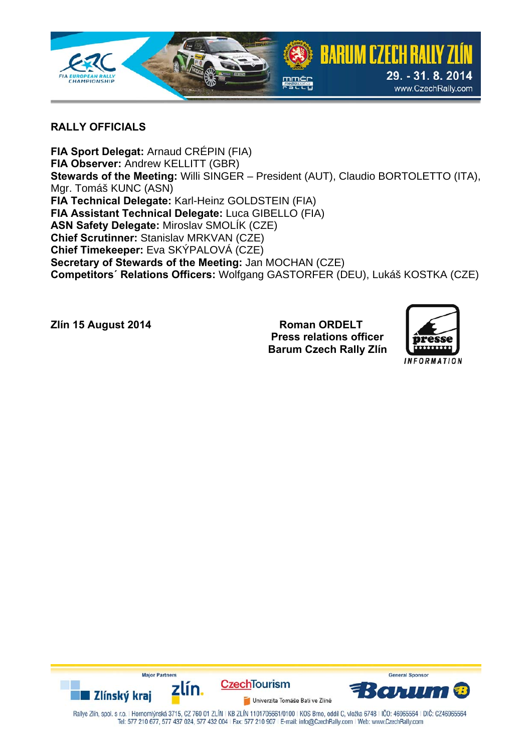## RALLY OFFICIALS

**FIA Sport Delegat:** Arnaud CRÉPIN (FIA)
**FIA Observer:** Andrew KELLITT (GBR)
**Stewards of the Meeting:** Willi SINGER – President (AUT), Claudio BORTOLETTO (ITA), Mgr. Tomáš KUNC (ASN)
**FIA Technical Delegate:** Karl-Heinz GOLDSTEIN (FIA)
**FIA Assistant Technical Delegate:** Luca GIBELLO (FIA)
**ASN Safety Delegate:** Miroslav SMOLÍK (CZE)
**Chief Scrutinner:** Stanislav MRKVAN (CZE)
**Chief Timekeeper:** Eva SKÝPALOVÁ (CZE)
**Secretary of Stewards of the Meeting:** Jan MOCHAN (CZE)
**Competitors´ Relations Officers:** Wolfgang GASTORFER (DEU), Lukáš KOSTKA (CZE)

**Zlín 15 August 2014**

**Roman ORDELT**
**Press relations officer**
**Barum Czech Rally Zlín**